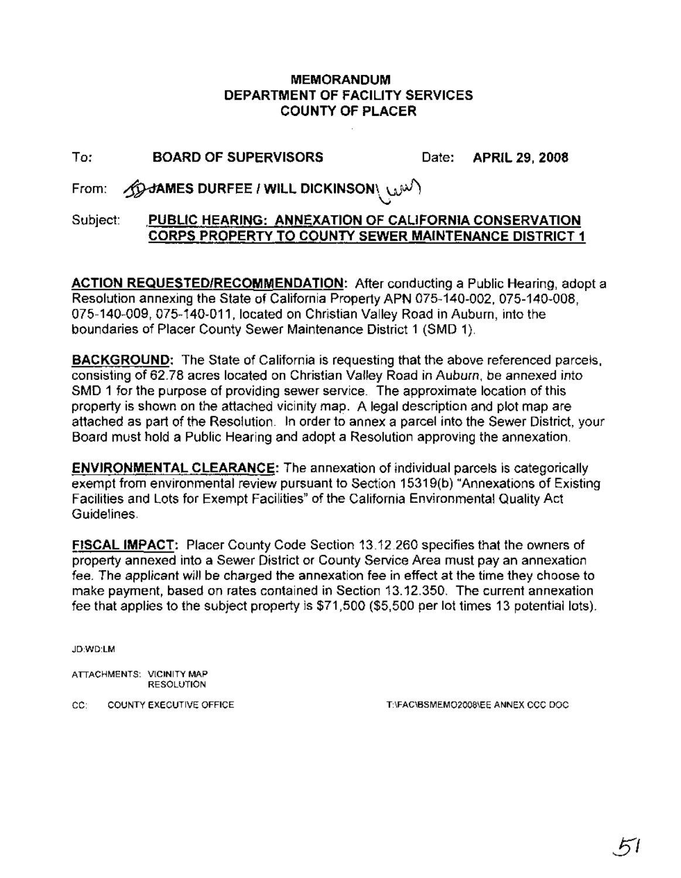**MEMORANDUM**
**DEPARTMENT OF FACILITY SERVICES**
**COUNTY OF PLACER**

To: **BOARD OF SUPERVISORS** Date: **APRIL 29, 2008**

From: **JAMES DURFEE / WILL DICKINSON**

Subject: **PUBLIC HEARING: ANNEXATION OF CALIFORNIA CONSERVATION CORPS PROPERTY TO COUNTY SEWER MAINTENANCE DISTRICT 1**

**ACTION REQUESTED/RECOMMENDATION:** After conducting a Public Hearing, adopt a Resolution annexing the State of California Property APN 075-140-002, 075-140-008, 075-140-009, 075-140-011, located on Christian Valley Road in Auburn, into the boundaries of Placer County Sewer Maintenance District 1 (SMD 1).

**BACKGROUND:** The State of California is requesting that the above referenced parcels, consisting of 62.78 acres located on Christian Valley Road in Auburn, be annexed into SMD 1 for the purpose of providing sewer service. The approximate location of this property is shown on the attached vicinity map. A legal description and plot map are attached as part of the Resolution. In order to annex a parcel into the Sewer District, your Board must hold a Public Hearing and adopt a Resolution approving the annexation.

**ENVIRONMENTAL CLEARANCE:** The annexation of individual parcels is categorically exempt from environmental review pursuant to Section 15319(b) "Annexations of Existing Facilities and Lots for Exempt Facilities" of the California Environmental Quality Act Guidelines.

**FISCAL IMPACT:** Placer County Code Section 13.12.260 specifies that the owners of property annexed into a Sewer District or County Service Area must pay an annexation fee. The applicant will be charged the annexation fee in effect at the time they choose to make payment, based on rates contained in Section 13.12.350. The current annexation fee that applies to the subject property is $71,500 ($5,500 per lot times 13 potential lots).

JD:WD:LM

ATTACHMENTS: VICINITY MAP
RESOLUTION

CC: COUNTY EXECUTIVE OFFICE

T:\FAC\BSMEMO2008\EE ANNEX CCC DOC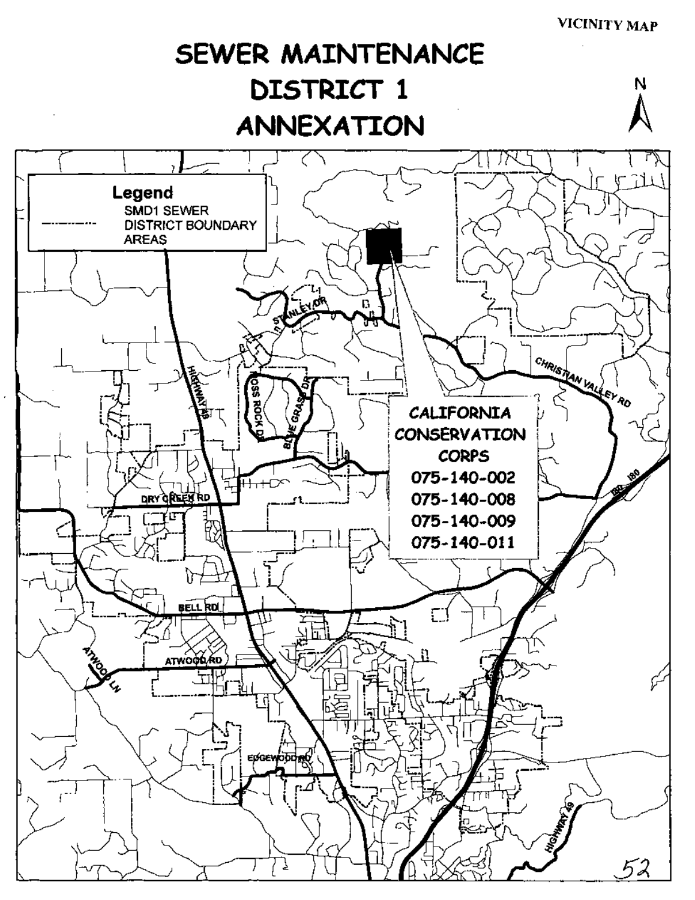VICINITY MAP

# SEWER MAINTENANCE DISTRICT 1 ANNEXATION

N

**Legend**

SMD1 SEWER DISTRICT BOUNDARY AREAS

STANLEY DR

HIGHWAY 49

ROSS ROCK DR

BLUE GRASS DR

CHRISTIAN VALLEY RD

DRY CREEK RD

BELL RD

ATWOOD RD

ATWOOD LN

EDGEWOOD RD

I80

HIGHWAY 49

CALIFORNIA CONSERVATION CORPS
075-140-002
075-140-008
075-140-009
075-140-011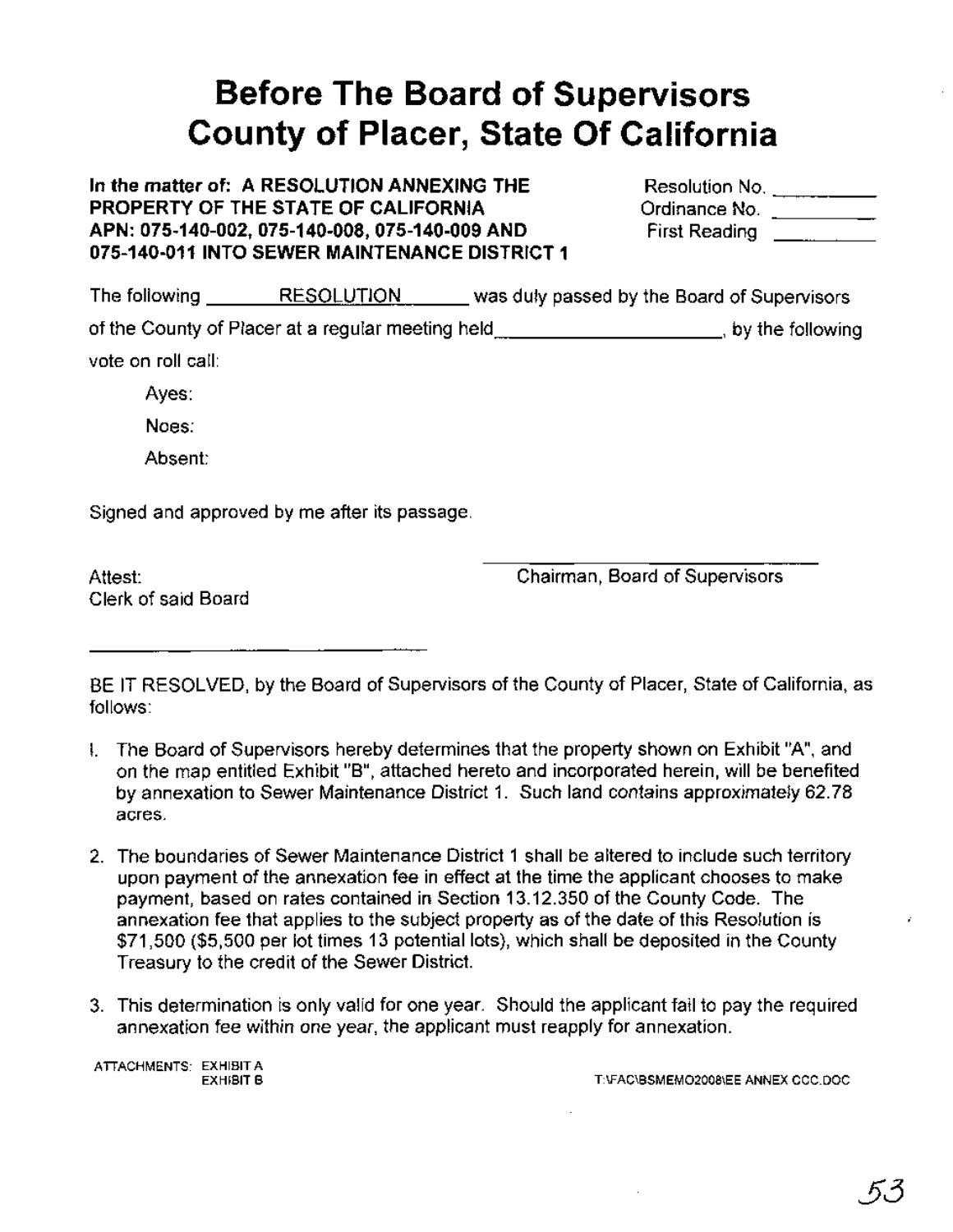# Before The Board of Supervisors County of Placer, State Of California

**In the matter of: A RESOLUTION ANNEXING THE PROPERTY OF THE STATE OF CALIFORNIA APN: 075-140-002, 075-140-008, 075-140-009 AND 075-140-011 INTO SEWER MAINTENANCE DISTRICT 1**

Resolution No. \_\_\_\_\_\_\_\_\_\_

Ordinance No. \_\_\_\_\_\_\_\_\_\_

First Reading \_\_\_\_\_\_\_\_\_\_

The following RESOLUTION was duly passed by the Board of Supervisors of the County of Placer at a regular meeting held \_\_\_\_\_\_\_\_\_\_\_\_\_\_\_\_\_\_\_\_, by the following vote on roll call:

Ayes:

Noes:

Absent:

Signed and approved by me after its passage.

Attest:
Clerk of said Board

\_\_\_\_\_\_\_\_\_\_\_\_\_\_\_\_\_\_\_\_\_\_\_\_\_\_\_\_

\_\_\_\_\_\_\_\_\_\_\_\_\_\_\_\_\_\_\_\_\_\_\_\_\_\_\_\_

Chairman, Board of Supervisors

BE IT RESOLVED, by the Board of Supervisors of the County of Placer, State of California, as follows:

1. The Board of Supervisors hereby determines that the property shown on Exhibit "A", and on the map entitled Exhibit "B", attached hereto and incorporated herein, will be benefited by annexation to Sewer Maintenance District 1. Such land contains approximately 62.78 acres.

2. The boundaries of Sewer Maintenance District 1 shall be altered to include such territory upon payment of the annexation fee in effect at the time the applicant chooses to make payment, based on rates contained in Section 13.12.350 of the County Code. The annexation fee that applies to the subject property as of the date of this Resolution is $71,500 ($5,500 per lot times 13 potential lots), which shall be deposited in the County Treasury to the credit of the Sewer District.

3. This determination is only valid for one year. Should the applicant fail to pay the required annexation fee within one year, the applicant must reapply for annexation.

ATTACHMENTS: EXHIBIT A
EXHIBIT B

T:\FAC\BSMEMO2008\EE ANNEX CCC.DOC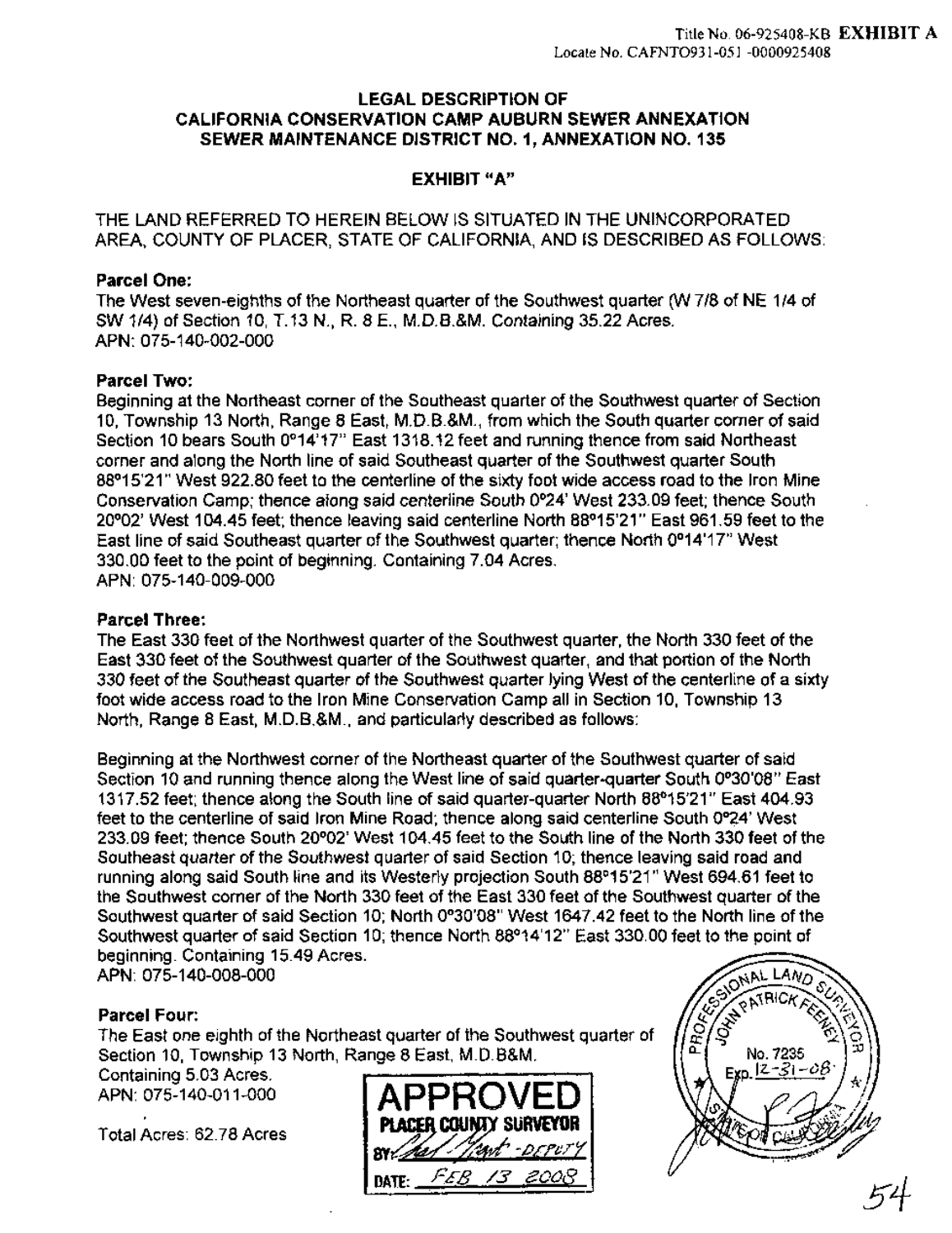Title No. 06-925408-KB **EXHIBIT A**
Locate No. CAFNTO931-051 -0000925408

**LEGAL DESCRIPTION OF**
**CALIFORNIA CONSERVATION CAMP AUBURN SEWER ANNEXATION**
**SEWER MAINTENANCE DISTRICT NO. 1, ANNEXATION NO. 135**

**EXHIBIT "A"**

THE LAND REFERRED TO HEREIN BELOW IS SITUATED IN THE UNINCORPORATED AREA, COUNTY OF PLACER, STATE OF CALIFORNIA, AND IS DESCRIBED AS FOLLOWS:

**Parcel One:**
The West seven-eighths of the Northeast quarter of the Southwest quarter (W 7/8 of NE 1/4 of SW 1/4) of Section 10, T.13 N., R. 8 E., M.D.B.&M. Containing 35.22 Acres.
APN: 075-140-002-000

**Parcel Two:**
Beginning at the Northeast corner of the Southeast quarter of the Southwest quarter of Section 10, Township 13 North, Range 8 East, M.D.B.&M., from which the South quarter corner of said Section 10 bears South 0°14'17" East 1318.12 feet and running thence from said Northeast corner and along the North line of said Southeast quarter of the Southwest quarter South 88°15'21" West 922.80 feet to the centerline of the sixty foot wide access road to the Iron Mine Conservation Camp; thence along said centerline South 0°24' West 233.09 feet; thence South 20°02' West 104.45 feet; thence leaving said centerline North 88°15'21" East 961.59 feet to the East line of said Southeast quarter of the Southwest quarter; thence North 0°14'17" West 330.00 feet to the point of beginning. Containing 7.04 Acres.
APN: 075-140-009-000

**Parcel Three:**
The East 330 feet of the Northwest quarter of the Southwest quarter, the North 330 feet of the East 330 feet of the Southwest quarter of the Southwest quarter, and that portion of the North 330 feet of the Southeast quarter of the Southwest quarter lying West of the centerline of a sixty foot wide access road to the Iron Mine Conservation Camp all in Section 10, Township 13 North, Range 8 East, M.D.B.&M., and particularly described as follows:

Beginning at the Northwest corner of the Northeast quarter of the Southwest quarter of said Section 10 and running thence along the West line of said quarter-quarter South 0°30'08" East 1317.52 feet; thence along the South line of said quarter-quarter North 88°15'21" East 404.93 feet to the centerline of said Iron Mine Road; thence along said centerline South 0°24' West 233.09 feet; thence South 20°02' West 104.45 feet to the South line of the North 330 feet of the Southeast quarter of the Southwest quarter of said Section 10; thence leaving said road and running along said South line and its Westerly projection South 88°15'21" West 694.61 feet to the Southwest corner of the North 330 feet of the East 330 feet of the Southwest quarter of the Southwest quarter of said Section 10; North 0°30'08" West 1647.42 feet to the North line of the Southwest quarter of said Section 10; thence North 88°14'12" East 330.00 feet to the point of beginning. Containing 15.49 Acres.
APN: 075-140-008-000

**Parcel Four:**
The East one eighth of the Northeast quarter of the Southwest quarter of Section 10, Township 13 North, Range 8 East, M.D.B&M.
Containing 5.03 Acres.
APN: 075-140-011-000

Total Acres: 62.78 Acres

APPROVED
PLACER COUNTY SURVEYOR
BY: [signature] DEPUTY
DATE: FEB 13 2008

PROFESSIONAL LAND SURVEYOR
JOHN PATRICK FEENEY
No. 7235
Exp. 12-31-08
STATE OF CALIFORNIA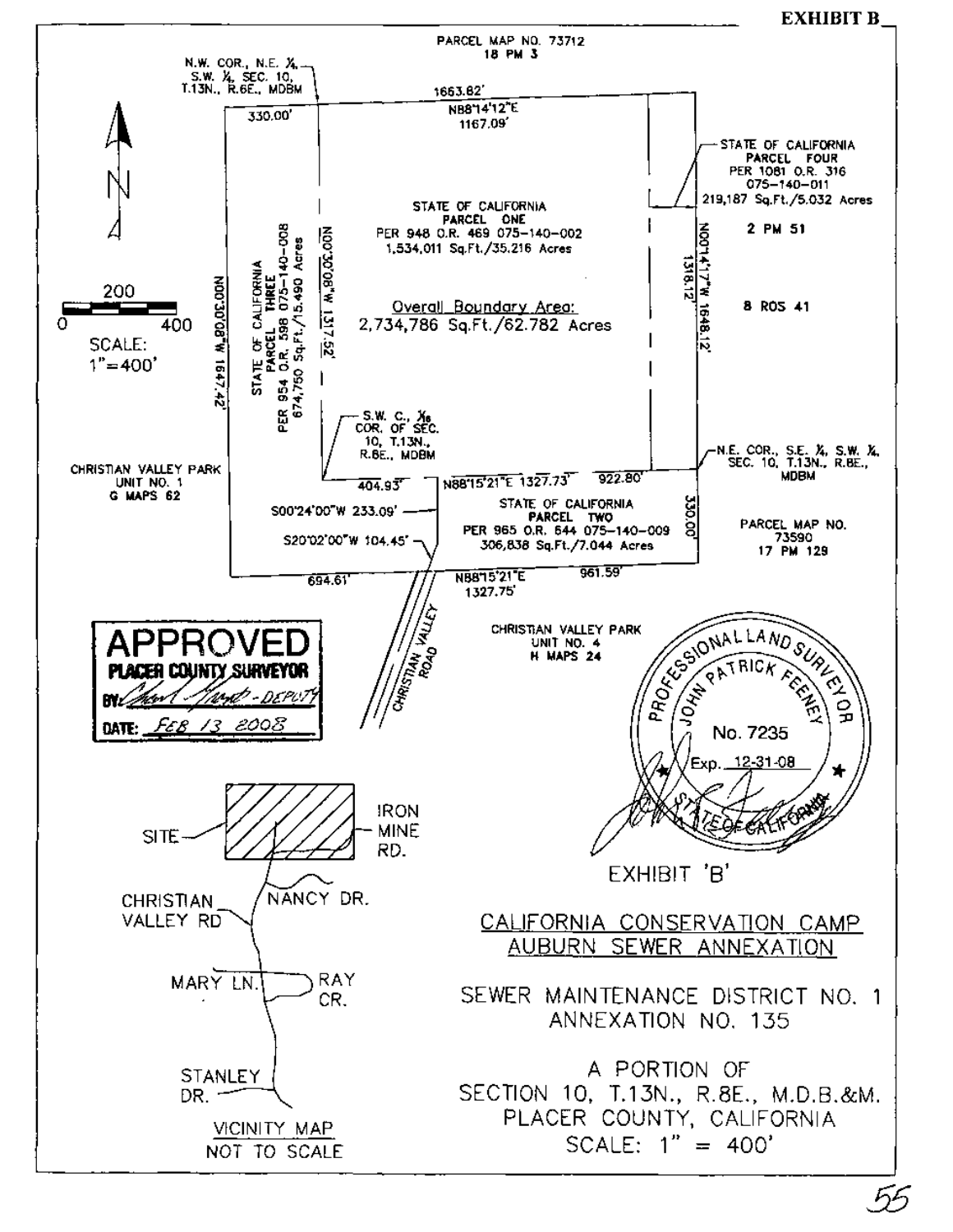**EXHIBIT B**

PARCEL MAP NO. 73712
18 PM 3

N.W. COR., N.E. ¼, S.W. ¼, SEC. 10, T.13N., R.6E., MDBM

1663.82'
N88°14'12"E
1167.09'
330.00'

STATE OF CALIFORNIA
PARCEL FOUR
PER 1081 O.R. 316
075-140-011
219,187 Sq.Ft./5.032 Acres

STATE OF CALIFORNIA
PARCEL ONE
PER 948 O.R. 469 075-140-002
1,534,011 Sq.Ft./35.216 Acres

2 PM 51

Overall Boundary Area:
2,734,786 Sq.Ft./62.782 Acres

8 ROS 41

STATE OF CALIFORNIA
PARCEL THREE
PER 954 O.R. 598 075-140-008
674,750 Sq.Ft./15.490 Acres

N00°30'08"W 1647.42'
N00°30'08"W 1317.52'
1318.12'
N00°14'17"W 1648.12'

200
0 400
SCALE:
1"=400'

S.W. C., 1/16 COR. OF SEC. 10, T.13N., R.8E., MDBM

N.E. COR., S.E. ¼, S.W. ¼, SEC. 10, T.13N., R.8E., MDBM

CHRISTIAN VALLEY PARK
UNIT NO. 1
G MAPS 62

404.93'
N88°15'21"E 1327.73'
922.80'

S00°24'00"W 233.09'
S20°02'00"W 104.45'

STATE OF CALIFORNIA
PARCEL TWO
PER 965 O.R. 644 075-140-009
306,838 Sq.Ft./7.044 Acres

330.00'

PARCEL MAP NO.
73590
17 PM 129

694.61'
N88°15'21"E
1327.75'
961.59'

CHRISTIAN VALLEY ROAD

CHRISTIAN VALLEY PARK
UNIT NO. 4
H MAPS 24

APPROVED
PLACER COUNTY SURVEYOR
BY: [signature] - DEPUTY
DATE: FEB 13 2008

PROFESSIONAL LAND SURVEYOR
JOHN PATRICK FEENEY
No. 7235
Exp. 12-31-08
STATE OF CALIFORNIA

SITE
IRON MINE RD.
CHRISTIAN VALLEY RD
NANCY DR.
MARY LN.
RAY CR.
STANLEY DR.

VICINITY MAP
NOT TO SCALE

EXHIBIT 'B'

CALIFORNIA CONSERVATION CAMP
AUBURN SEWER ANNEXATION

SEWER MAINTENANCE DISTRICT NO. 1
ANNEXATION NO. 135

A PORTION OF
SECTION 10, T.13N., R.8E., M.D.B.&M.
PLACER COUNTY, CALIFORNIA
SCALE: 1" = 400'